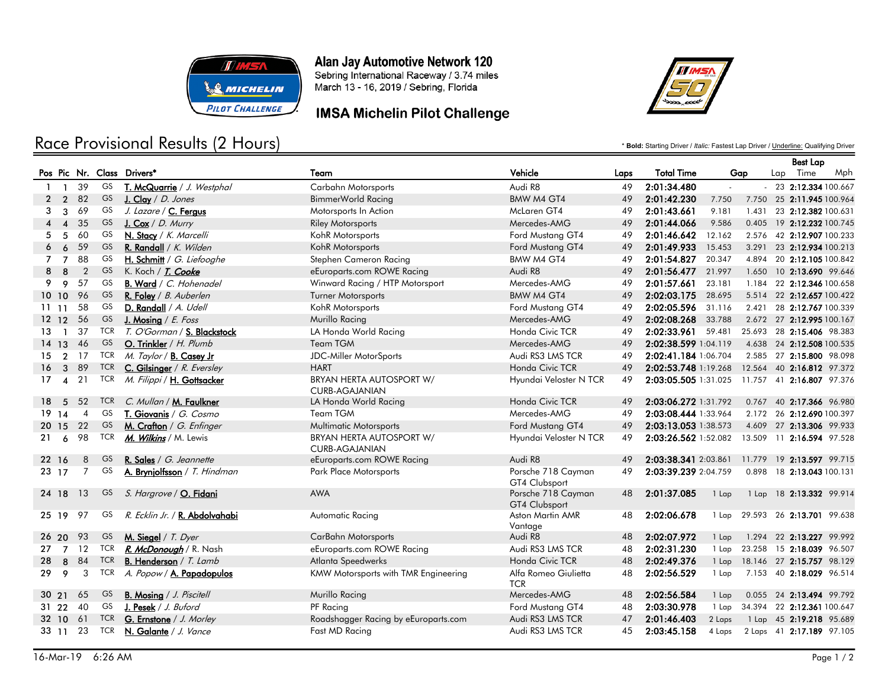# Alan Jay Automotive Network 120

Sebring International Raceway / 3.74 miles
March 13 - 16, 2019 / Sebring, Florida

## IMSA Michelin Pilot Challenge

## Race Provisional Results (2 Hours)

\* **Bold:** Starting Driver / *Italic:* Fastest Lap Driver / Underline: Qualifying Driver

| Pos | Pic | Nr. | Class | Drivers* | Team | Vehicle | Laps | Total Time | Gap | | Best Lap Lap | Time | Mph |
|---|---|---|---|---|---|---|---|---|---|---|---|---|---|
| 1 | 1 | 39 | GS | **T. McQuarrie** / *J. Westphal* | Carbahn Motorsports | Audi R8 | 49 | **2:01:34.480** | - | - | 23 | **2:12.334** | 100.667 |
| 2 | 2 | 82 | GS | **J. Clay** / *D. Jones* | BimmerWorld Racing | BMW M4 GT4 | 49 | **2:01:42.230** | 7.750 | 7.750 | 25 | **2:11.945** | 100.964 |
| 3 | 3 | 69 | GS | *J. Lazare* / **C. Fergus** | Motorsports In Action | McLaren GT4 | 49 | **2:01:43.661** | 9.181 | 1.431 | 23 | **2:12.382** | 100.631 |
| 4 | 4 | 35 | GS | **J. Cox** / *D. Murry* | Riley Motorsports | Mercedes-AMG | 49 | **2:01:44.066** | 9.586 | 0.405 | 19 | **2:12.232** | 100.745 |
| 5 | 5 | 60 | GS | **N. Stacy** / *K. Marcelli* | KohR Motorsports | Ford Mustang GT4 | 49 | **2:01:46.642** | 12.162 | 2.576 | 42 | **2:12.907** | 100.233 |
| 6 | 6 | 59 | GS | **R. Randall** / *K. Wilden* | KohR Motorsports | Ford Mustang GT4 | 49 | **2:01:49.933** | 15.453 | 3.291 | 23 | **2:12.934** | 100.213 |
| 7 | 7 | 88 | GS | **H. Schmitt** / *G. Liefooghe* | Stephen Cameron Racing | BMW M4 GT4 | 49 | **2:01:54.827** | 20.347 | 4.894 | 20 | **2:12.105** | 100.842 |
| 8 | 8 | 2 | GS | K. Koch / ***T. Cooke*** | eEuroparts.com ROWE Racing | Audi R8 | 49 | **2:01:56.477** | 21.997 | 1.650 | 10 | **2:13.690** | 99.646 |
| 9 | 9 | 57 | GS | **B. Ward** / *C. Hohenadel* | Winward Racing / HTP Motorsport | Mercedes-AMG | 49 | **2:01:57.661** | 23.181 | 1.184 | 22 | **2:12.346** | 100.658 |
| 10 | 10 | 96 | GS | **R. Foley** / *B. Auberlen* | Turner Motorsports | BMW M4 GT4 | 49 | **2:02:03.175** | 28.695 | 5.514 | 22 | **2:12.657** | 100.422 |
| 11 | 11 | 58 | GS | **D. Randall** / *A. Udell* | KohR Motorsports | Ford Mustang GT4 | 49 | **2:02:05.596** | 31.116 | 2.421 | 28 | **2:12.767** | 100.339 |
| 12 | 12 | 56 | GS | **J. Mosing** / *E. Foss* | Murillo Racing | Mercedes-AMG | 49 | **2:02:08.268** | 33.788 | 2.672 | 27 | **2:12.995** | 100.167 |
| 13 | 1 | 37 | TCR | *T. O'Gorman* / **S. Blackstock** | LA Honda World Racing | Honda Civic TCR | 49 | **2:02:33.961** | 59.481 | 25.693 | 28 | **2:15.406** | 98.383 |
| 14 | 13 | 46 | GS | **O. Trinkler** / *H. Plumb* | Team TGM | Mercedes-AMG | 49 | **2:02:38.599** | 1:04.119 | 4.638 | 24 | **2:12.508** | 100.535 |
| 15 | 2 | 17 | TCR | *M. Taylor* / **B. Casey Jr** | JDC-Miller MotorSports | Audi RS3 LMS TCR | 49 | **2:02:41.184** | 1:06.704 | 2.585 | 27 | **2:15.800** | 98.098 |
| 16 | 3 | 89 | TCR | **C. Gilsinger** / *R. Eversley* | HART | Honda Civic TCR | 49 | **2:02:53.748** | 1:19.268 | 12.564 | 40 | **2:16.812** | 97.372 |
| 17 | 4 | 21 | TCR | *M. Filippi* / **H. Gottsacker** | BRYAN HERTA AUTOSPORT W/ CURB-AGAJANIAN | Hyundai Veloster N TCR | 49 | **2:03:05.505** | 1:31.025 | 11.757 | 41 | **2:16.807** | 97.376 |
| 18 | 5 | 52 | TCR | *C. Mullan* / **M. Faulkner** | LA Honda World Racing | Honda Civic TCR | 49 | **2:03:06.272** | 1:31.792 | 0.767 | 40 | **2:17.366** | 96.980 |
| 19 | 14 | 4 | GS | **T. Giovanis** / *G. Cosmo* | Team TGM | Mercedes-AMG | 49 | **2:03:08.444** | 1:33.964 | 2.172 | 26 | **2:12.690** | 100.397 |
| 20 | 15 | 22 | GS | **M. Crafton** / *G. Enfinger* | Multimatic Motorsports | Ford Mustang GT4 | 49 | **2:03:13.053** | 1:38.573 | 4.609 | 27 | **2:13.306** | 99.933 |
| 21 | 6 | 98 | TCR | ***M. Wilkins*** / M. Lewis | BRYAN HERTA AUTOSPORT W/ CURB-AGAJANIAN | Hyundai Veloster N TCR | 49 | **2:03:26.562** | 1:52.082 | 13.509 | 11 | **2:16.594** | 97.528 |
| 22 | 16 | 8 | GS | **R. Sales** / *G. Jeannette* | eEuroparts.com ROWE Racing | Audi R8 | 49 | **2:03:38.341** | 2:03.861 | 11.779 | 19 | **2:13.597** | 99.715 |
| 23 | 17 | 7 | GS | **A. Brynjolfsson** / *T. Hindman* | Park Place Motorsports | Porsche 718 Cayman GT4 Clubsport | 49 | **2:03:39.239** | 2:04.759 | 0.898 | 18 | **2:13.043** | 100.131 |
| 24 | 18 | 13 | GS | *S. Hargrove* / **O. Fidani** | AWA | Porsche 718 Cayman GT4 Clubsport | 48 | **2:01:37.085** | 1 Lap | 1 Lap | 18 | **2:13.332** | 99.914 |
| 25 | 19 | 97 | GS | *R. Ecklin Jr.* / **R. Abdolvahabi** | Automatic Racing | Aston Martin AMR Vantage | 48 | **2:02:06.678** | 1 Lap | 29.593 | 26 | **2:13.701** | 99.638 |
| 26 | 20 | 93 | GS | **M. Siegel** / *T. Dyer* | CarBahn Motorsports | Audi R8 | 48 | **2:02:07.972** | 1 Lap | 1.294 | 22 | **2:13.227** | 99.992 |
| 27 | 7 | 12 | TCR | ***R. McDonough*** / R. Nash | eEuroparts.com ROWE Racing | Audi RS3 LMS TCR | 48 | **2:02:31.230** | 1 Lap | 23.258 | 15 | **2:18.039** | 96.507 |
| 28 | 8 | 84 | TCR | **B. Henderson** / *T. Lamb* | Atlanta Speedwerks | Honda Civic TCR | 48 | **2:02:49.376** | 1 Lap | 18.146 | 27 | **2:15.757** | 98.129 |
| 29 | 9 | 3 | TCR | *A. Popow* / **A. Papadopulos** | KMW Motorsports with TMR Engineering | Alfa Romeo Giulietta TCR | 48 | **2:02:56.529** | 1 Lap | 7.153 | 40 | **2:18.029** | 96.514 |
| 30 | 21 | 65 | GS | **B. Mosing** / *J. Piscitell* | Murillo Racing | Mercedes-AMG | 48 | **2:02:56.584** | 1 Lap | 0.055 | 24 | **2:13.494** | 99.792 |
| 31 | 22 | 40 | GS | **J. Pesek** / *J. Buford* | PF Racing | Ford Mustang GT4 | 48 | **2:03:30.978** | 1 Lap | 34.394 | 22 | **2:12.361** | 100.647 |
| 32 | 10 | 61 | TCR | **G. Ernstone** / *J. Morley* | Roadshagger Racing by eEuroparts.com | Audi RS3 LMS TCR | 47 | **2:01:46.403** | 2 Laps | 1 Lap | 45 | **2:19.218** | 95.689 |
| 33 | 11 | 23 | TCR | **N. Galante** / *J. Vance* | Fast MD Racing | Audi RS3 LMS TCR | 45 | **2:03:45.158** | 4 Laps | 2 Laps | 41 | **2:17.189** | 97.105 |

16-Mar-19 6:26 AM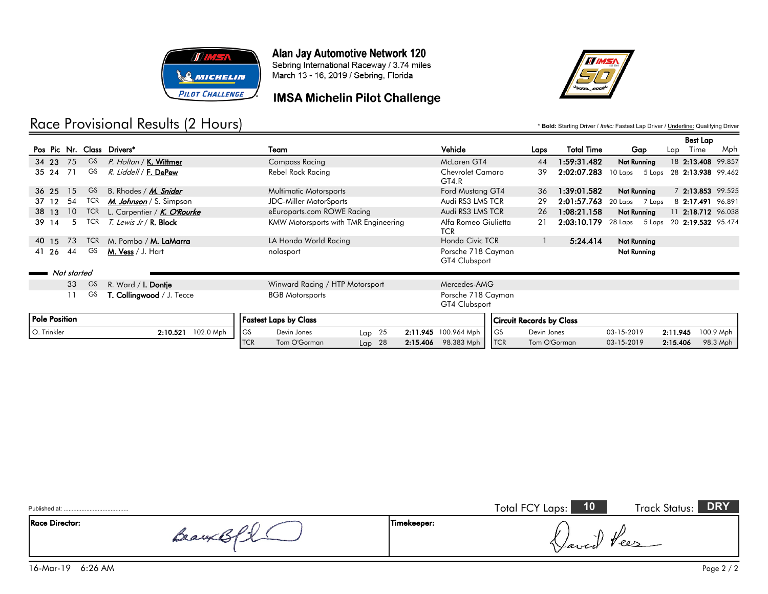# Alan Jay Automotive Network 120

Sebring International Raceway / 3.74 miles
March 13 - 16, 2019 / Sebring, Florida

**IMSA Michelin Pilot Challenge**

## Race Provisional Results (2 Hours)

\* **Bold:** Starting Driver / *Italic:* Fastest Lap Driver / Underline: Qualifying Driver

| Pos | Pic | Nr. | Class | Drivers* | Team | Vehicle | Laps | Total Time | Gap | | Best Lap Lap | Time | Mph |
|---|---|---|---|---|---|---|---|---|---|---|---|---|---|
| 34 | 23 | 75 | GS | *P. Holton* / **K. Wittmer** | Compass Racing | McLaren GT4 | 44 | 1:59:31.482 | Not Running | | 18 | 2:13.408 | 99.857 |
| 35 | 24 | 71 | GS | *R. Liddell* / **F. DePew** | Rebel Rock Racing | Chevrolet Camaro GT4.R | 39 | 2:02:07.283 | 10 Laps | 5 Laps | 28 | 2:13.938 | 99.462 |
| 36 | 25 | 15 | GS | B. Rhodes / ***M. Snider*** | Multimatic Motorsports | Ford Mustang GT4 | 36 | 1:39:01.582 | Not Running | | 7 | 2:13.853 | 99.525 |
| 37 | 12 | 54 | TCR | ***M. Johnson*** / S. Simpson | JDC-Miller MotorSports | Audi RS3 LMS TCR | 29 | 2:01:57.763 | 20 Laps | 7 Laps | 8 | 2:17.491 | 96.891 |
| 38 | 13 | 10 | TCR | L. Carpentier / ***K. O'Rourke*** | eEuroparts.com ROWE Racing | Audi RS3 LMS TCR | 26 | 1:08:21.158 | Not Running | | 11 | 2:18.712 | 96.038 |
| 39 | 14 | 5 | TCR | *T. Lewis Jr* / **R. Block** | KMW Motorsports with TMR Engineering | Alfa Romeo Giulietta TCR | 21 | 2:03:10.179 | 28 Laps | 5 Laps | 20 | 2:19.532 | 95.474 |
| 40 | 15 | 73 | TCR | M. Pombo / **M. LaMarra** | LA Honda World Racing | Honda Civic TCR | 1 | 5:24.414 | Not Running | | | | |
| 41 | 26 | 44 | GS | **M. Vess** / J. Hart | nolasport | Porsche 718 Cayman GT4 Clubsport | | | Not Running | | | | |

*Not started*

| Nr. | Class | Drivers* | Team | Vehicle |
|---|---|---|---|---|
| 33 | GS | R. Ward / **I. Dontje** | Winward Racing / HTP Motorsport | Mercedes-AMG |
| 11 | GS | **T. Collingwood** / J. Tecce | BGB Motorsports | Porsche 718 Cayman GT4 Clubsport |

**Pole Position**

| | | |
|---|---|---|
| O. Trinkler | 2:10.521 | 102.0 Mph |

**Fastest Laps by Class**

| | | | | |
|---|---|---|---|---|
| GS | Devin Jones | Lap 25 | 2:11.945 | 100.964 Mph |
| TCR | Tom O'Gorman | Lap 28 | 2:15.406 | 98.383 Mph |

**Circuit Records by Class**

| | | | | |
|---|---|---|---|---|
| GS | Devin Jones | 03-15-2019 | 2:11.945 | 100.9 Mph |
| TCR | Tom O'Gorman | 03-15-2019 | 2:15.406 | 98.3 Mph |

Published at: ........................................

Total FCY Laps: **10**    Track Status: **DRY**

**Race Director:**    **Timekeeper:**

16-Mar-19 6:26 AM